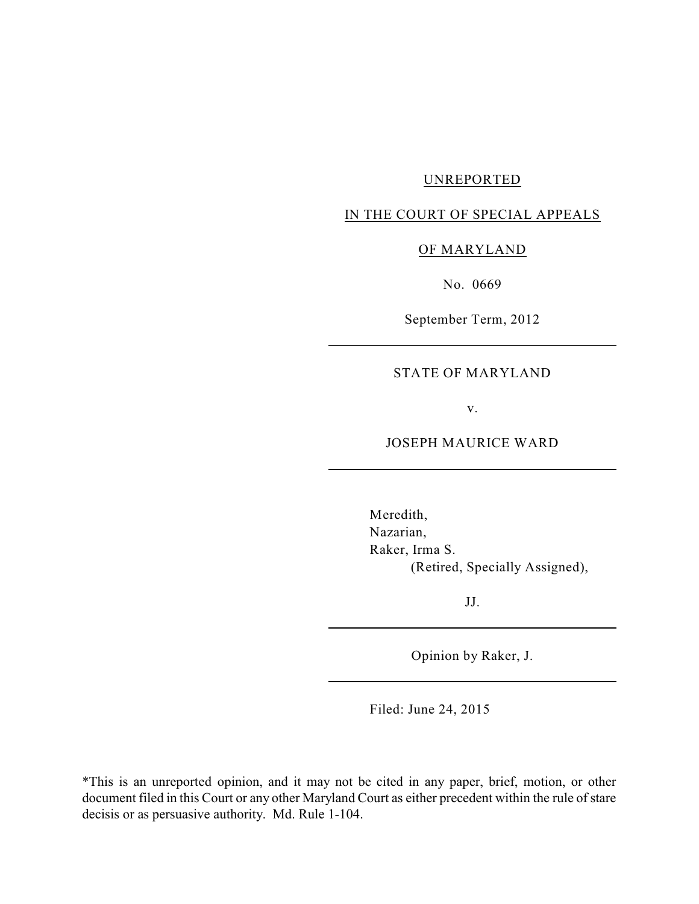UNREPORTED

IN THE COURT OF SPECIAL APPEALS

OF MARYLAND

No. 0669

September Term, 2012

---

STATE OF MARYLAND

v.

JOSEPH MAURICE WARD

---

Meredith,
Nazarian,
Raker, Irma S.
(Retired, Specially Assigned),

JJ.

---

Opinion by Raker, J.

---

Filed: June 24, 2015

*This is an unreported opinion, and it may not be cited in any paper, brief, motion, or other document filed in this Court or any other Maryland Court as either precedent within the rule of stare decisis or as persuasive authority. Md. Rule 1-104.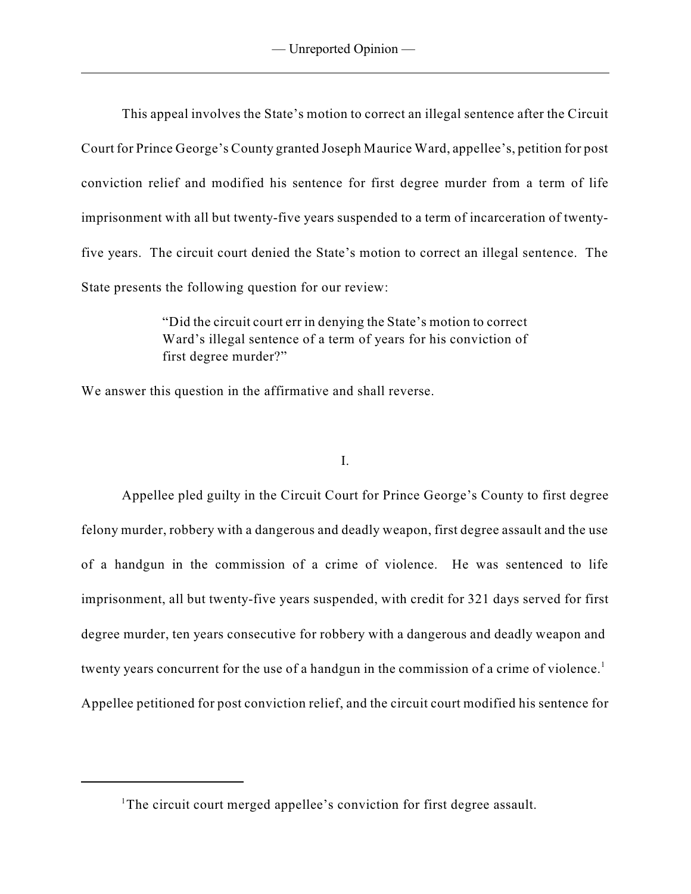This appeal involves the State's motion to correct an illegal sentence after the Circuit Court for Prince George's County granted Joseph Maurice Ward, appellee's, petition for post conviction relief and modified his sentence for first degree murder from a term of life imprisonment with all but twenty-five years suspended to a term of incarceration of twenty-five years. The circuit court denied the State's motion to correct an illegal sentence. The State presents the following question for our review:

> "Did the circuit court err in denying the State's motion to correct Ward's illegal sentence of a term of years for his conviction of first degree murder?"

We answer this question in the affirmative and shall reverse.

## I.

Appellee pled guilty in the Circuit Court for Prince George's County to first degree felony murder, robbery with a dangerous and deadly weapon, first degree assault and the use of a handgun in the commission of a crime of violence. He was sentenced to life imprisonment, all but twenty-five years suspended, with credit for 321 days served for first degree murder, ten years consecutive for robbery with a dangerous and deadly weapon and twenty years concurrent for the use of a handgun in the commission of a crime of violence.[1] Appellee petitioned for post conviction relief, and the circuit court modified his sentence for

---

[1] The circuit court merged appellee's conviction for first degree assault.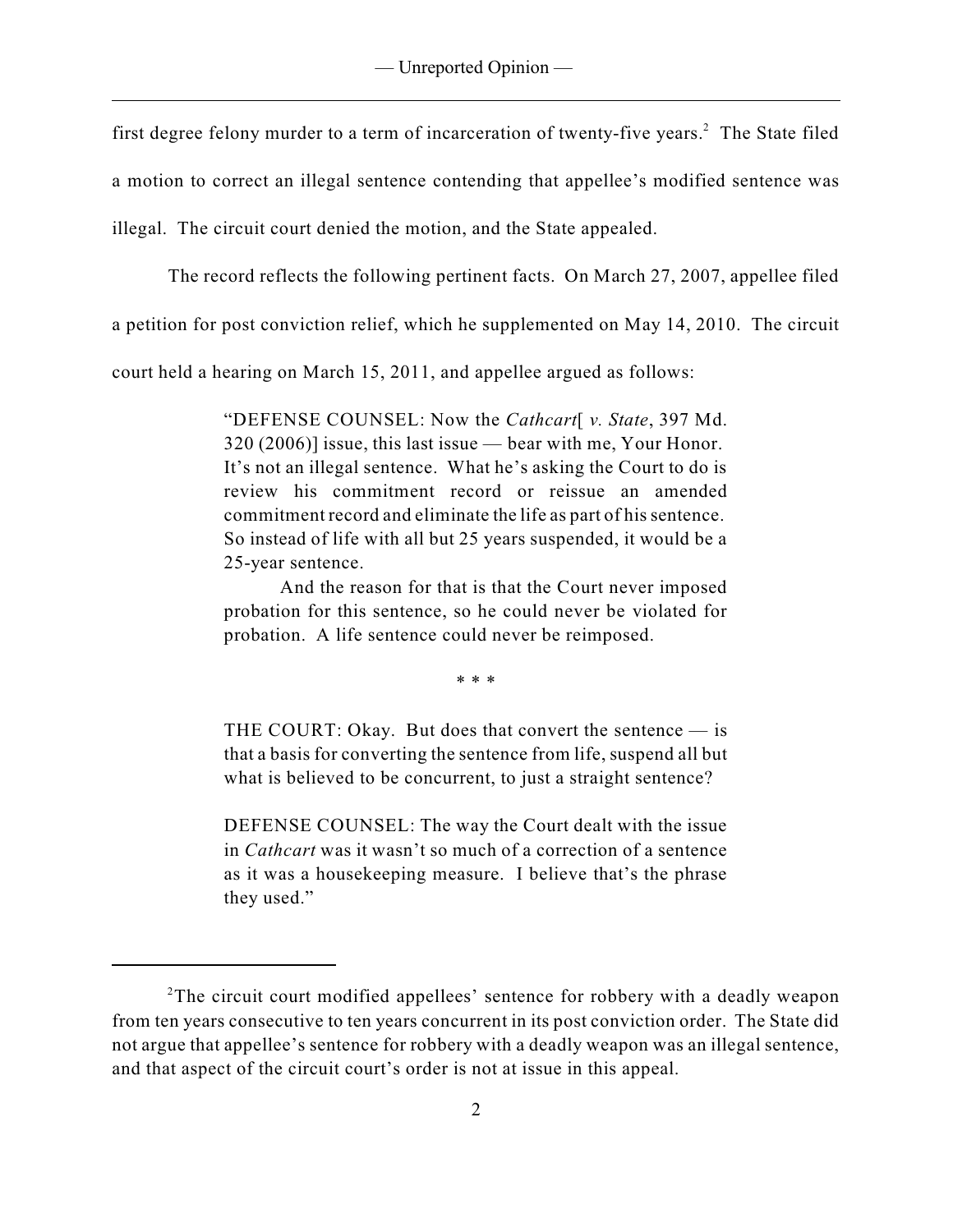first degree felony murder to a term of incarceration of twenty-five years.[2] The State filed a motion to correct an illegal sentence contending that appellee's modified sentence was illegal. The circuit court denied the motion, and the State appealed.

The record reflects the following pertinent facts. On March 27, 2007, appellee filed a petition for post conviction relief, which he supplemented on May 14, 2010. The circuit court held a hearing on March 15, 2011, and appellee argued as follows:

> "DEFENSE COUNSEL: Now the *Cathcart*[ *v. State*, 397 Md. 320 (2006)] issue, this last issue — bear with me, Your Honor. It's not an illegal sentence. What he's asking the Court to do is review his commitment record or reissue an amended commitment record and eliminate the life as part of his sentence. So instead of life with all but 25 years suspended, it would be a 25-year sentence.
>
> And the reason for that is that the Court never imposed probation for this sentence, so he could never be violated for probation. A life sentence could never be reimposed.
>
> \* \* \*
>
> THE COURT: Okay. But does that convert the sentence — is that a basis for converting the sentence from life, suspend all but what is believed to be concurrent, to just a straight sentence?
>
> DEFENSE COUNSEL: The way the Court dealt with the issue in *Cathcart* was it wasn't so much of a correction of a sentence as it was a housekeeping measure. I believe that's the phrase they used."

---

[2] The circuit court modified appellees' sentence for robbery with a deadly weapon from ten years consecutive to ten years concurrent in its post conviction order. The State did not argue that appellee's sentence for robbery with a deadly weapon was an illegal sentence, and that aspect of the circuit court's order is not at issue in this appeal.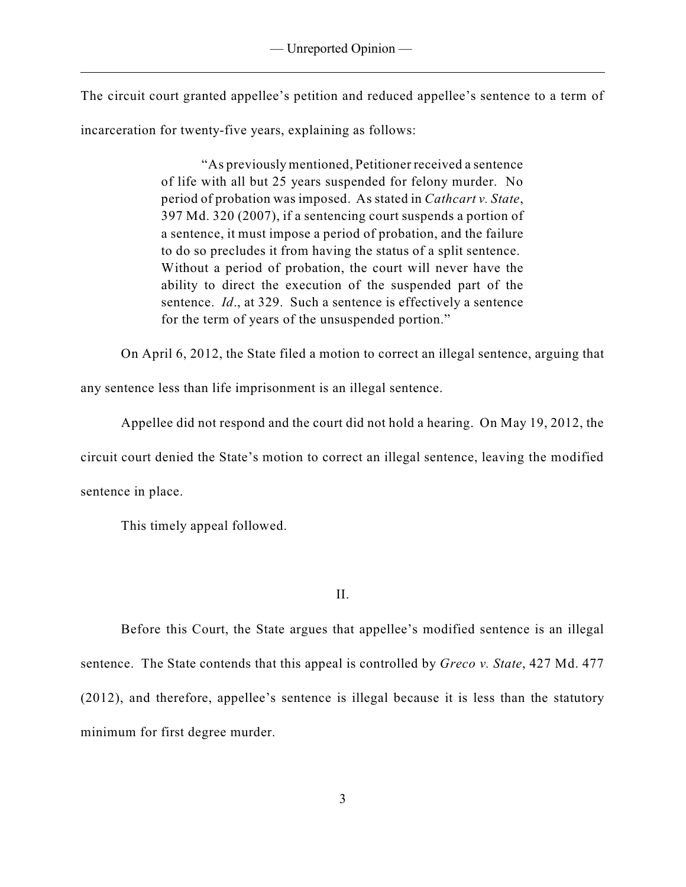The circuit court granted appellee's petition and reduced appellee's sentence to a term of incarceration for twenty-five years, explaining as follows:

> "As previously mentioned, Petitioner received a sentence of life with all but 25 years suspended for felony murder. No period of probation was imposed. As stated in *Cathcart v. State*, 397 Md. 320 (2007), if a sentencing court suspends a portion of a sentence, it must impose a period of probation, and the failure to do so precludes it from having the status of a split sentence. Without a period of probation, the court will never have the ability to direct the execution of the suspended part of the sentence. *Id*., at 329. Such a sentence is effectively a sentence for the term of years of the unsuspended portion."

On April 6, 2012, the State filed a motion to correct an illegal sentence, arguing that any sentence less than life imprisonment is an illegal sentence.

Appellee did not respond and the court did not hold a hearing. On May 19, 2012, the circuit court denied the State's motion to correct an illegal sentence, leaving the modified sentence in place.

This timely appeal followed.

## II.

Before this Court, the State argues that appellee's modified sentence is an illegal sentence. The State contends that this appeal is controlled by *Greco v. State*, 427 Md. 477 (2012), and therefore, appellee's sentence is illegal because it is less than the statutory minimum for first degree murder.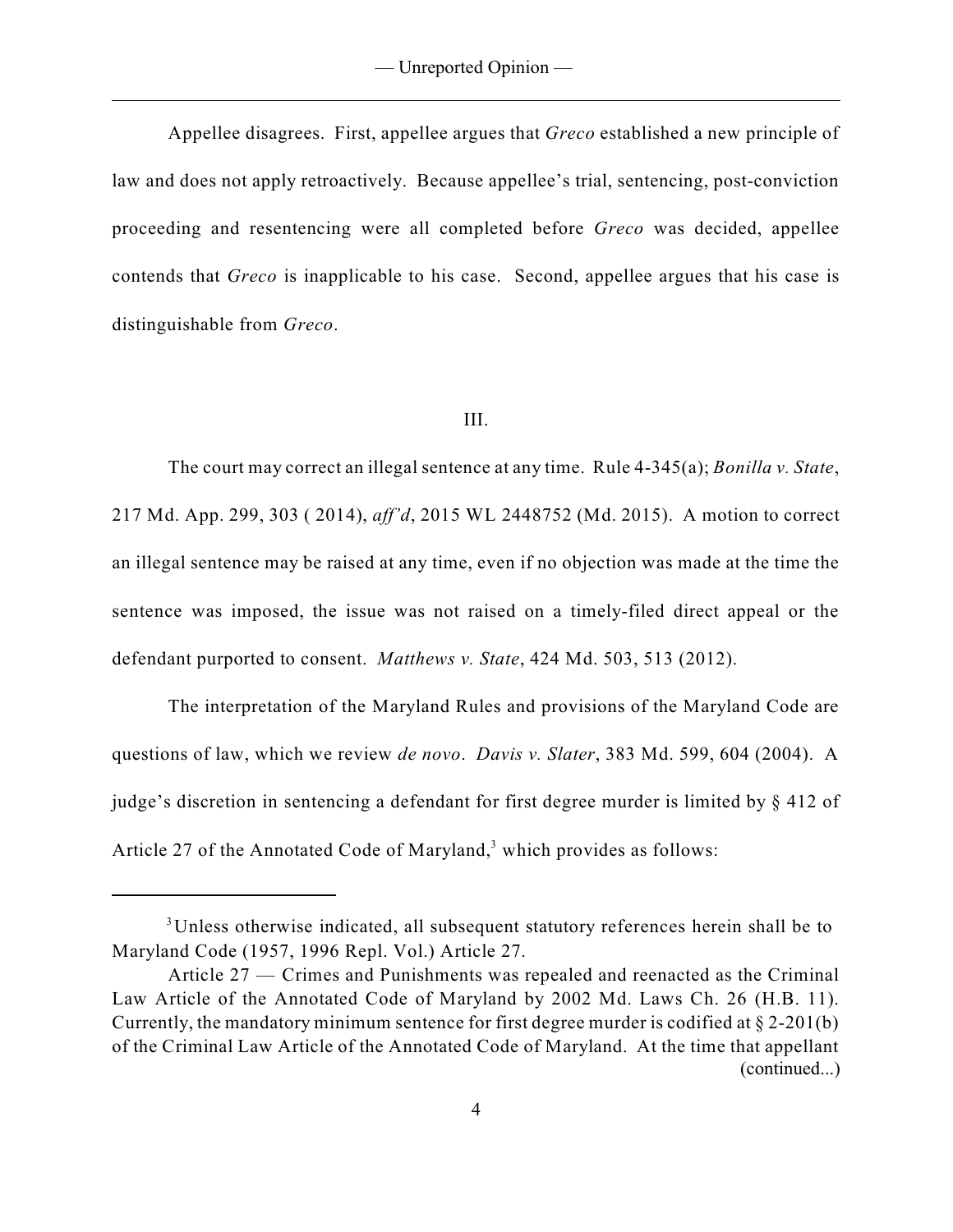Appellee disagrees. First, appellee argues that *Greco* established a new principle of law and does not apply retroactively. Because appellee's trial, sentencing, post-conviction proceeding and resentencing were all completed before *Greco* was decided, appellee contends that *Greco* is inapplicable to his case. Second, appellee argues that his case is distinguishable from *Greco*.

III.

The court may correct an illegal sentence at any time. Rule 4-345(a); *Bonilla v. State*, 217 Md. App. 299, 303 ( 2014), *aff'd*, 2015 WL 2448752 (Md. 2015). A motion to correct an illegal sentence may be raised at any time, even if no objection was made at the time the sentence was imposed, the issue was not raised on a timely-filed direct appeal or the defendant purported to consent. *Matthews v. State*, 424 Md. 503, 513 (2012).

The interpretation of the Maryland Rules and provisions of the Maryland Code are questions of law, which we review *de novo*. *Davis v. Slater*, 383 Md. 599, 604 (2004). A judge's discretion in sentencing a defendant for first degree murder is limited by § 412 of Article 27 of the Annotated Code of Maryland,[3] which provides as follows:

[3] Unless otherwise indicated, all subsequent statutory references herein shall be to Maryland Code (1957, 1996 Repl. Vol.) Article 27.

Article 27 — Crimes and Punishments was repealed and reenacted as the Criminal Law Article of the Annotated Code of Maryland by 2002 Md. Laws Ch. 26 (H.B. 11). Currently, the mandatory minimum sentence for first degree murder is codified at § 2-201(b) of the Criminal Law Article of the Annotated Code of Maryland. At the time that appellant (continued...)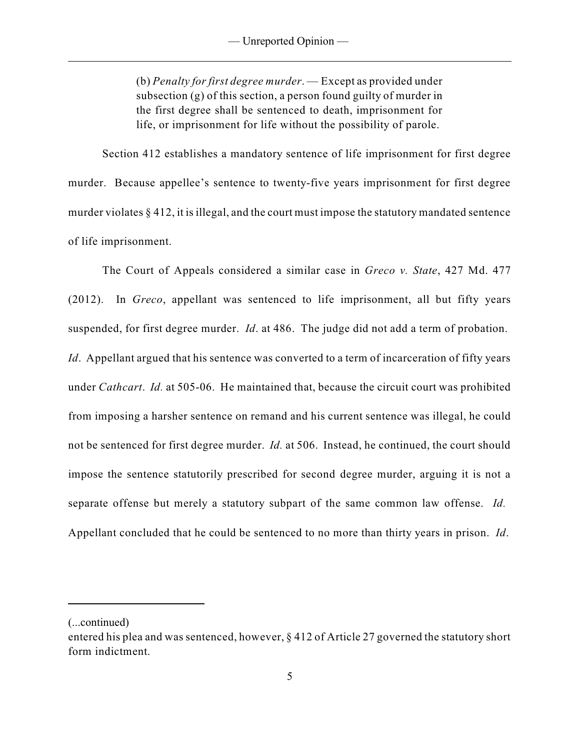> (b) *Penalty for first degree murder*. — Except as provided under subsection (g) of this section, a person found guilty of murder in the first degree shall be sentenced to death, imprisonment for life, or imprisonment for life without the possibility of parole.

Section 412 establishes a mandatory sentence of life imprisonment for first degree murder. Because appellee's sentence to twenty-five years imprisonment for first degree murder violates § 412, it is illegal, and the court must impose the statutory mandated sentence of life imprisonment.

The Court of Appeals considered a similar case in *Greco v. State*, 427 Md. 477 (2012). In *Greco*, appellant was sentenced to life imprisonment, all but fifty years suspended, for first degree murder. *Id*. at 486. The judge did not add a term of probation. *Id*. Appellant argued that his sentence was converted to a term of incarceration of fifty years under *Cathcart*. *Id.* at 505-06. He maintained that, because the circuit court was prohibited from imposing a harsher sentence on remand and his current sentence was illegal, he could not be sentenced for first degree murder. *Id.* at 506. Instead, he continued, the court should impose the sentence statutorily prescribed for second degree murder, arguing it is not a separate offense but merely a statutory subpart of the same common law offense. *Id.* Appellant concluded that he could be sentenced to no more than thirty years in prison. *Id*.

---

(...continued)
entered his plea and was sentenced, however, § 412 of Article 27 governed the statutory short form indictment.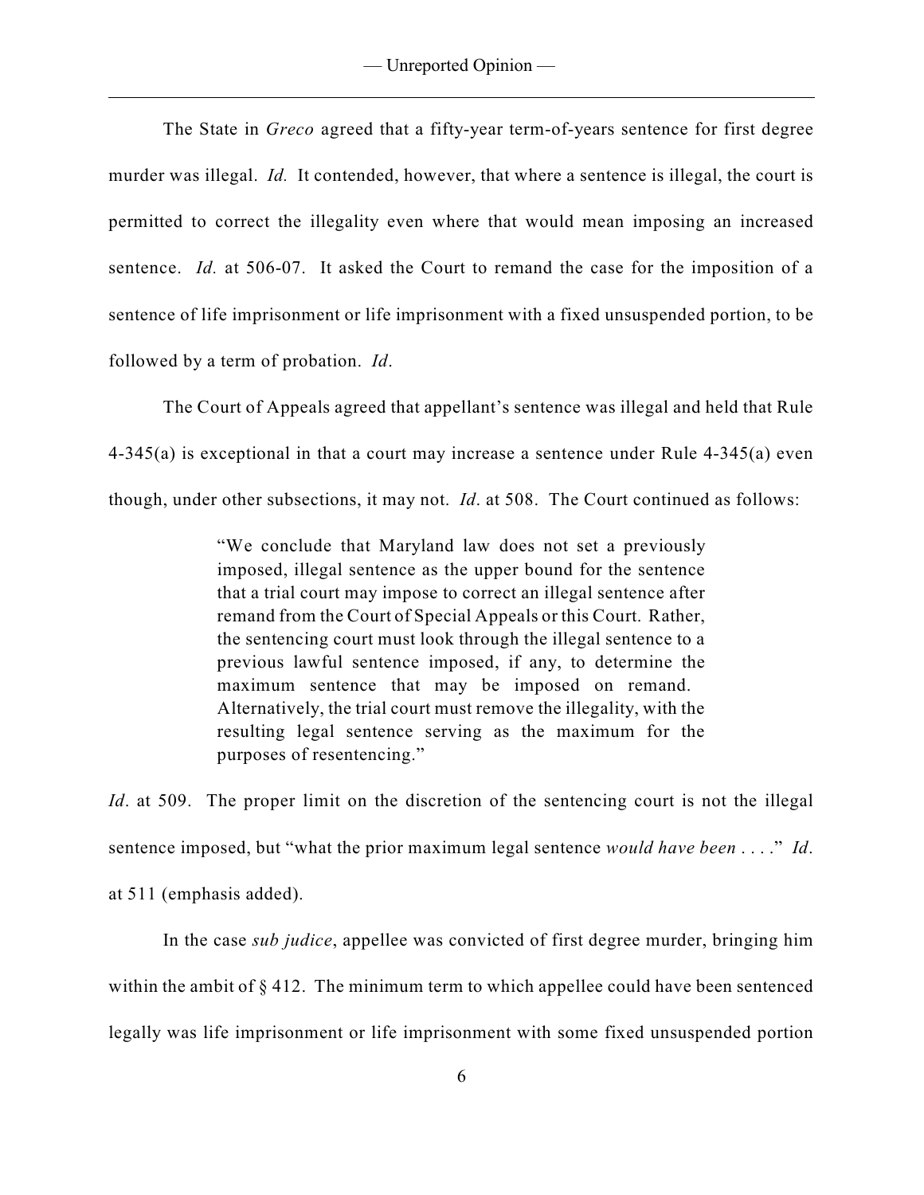The State in *Greco* agreed that a fifty-year term-of-years sentence for first degree murder was illegal. *Id.* It contended, however, that where a sentence is illegal, the court is permitted to correct the illegality even where that would mean imposing an increased sentence. *Id.* at 506-07. It asked the Court to remand the case for the imposition of a sentence of life imprisonment or life imprisonment with a fixed unsuspended portion, to be followed by a term of probation. *Id*.

The Court of Appeals agreed that appellant's sentence was illegal and held that Rule 4-345(a) is exceptional in that a court may increase a sentence under Rule 4-345(a) even though, under other subsections, it may not. *Id*. at 508. The Court continued as follows:

> "We conclude that Maryland law does not set a previously imposed, illegal sentence as the upper bound for the sentence that a trial court may impose to correct an illegal sentence after remand from the Court of Special Appeals or this Court. Rather, the sentencing court must look through the illegal sentence to a previous lawful sentence imposed, if any, to determine the maximum sentence that may be imposed on remand. Alternatively, the trial court must remove the illegality, with the resulting legal sentence serving as the maximum for the purposes of resentencing."

*Id*. at 509. The proper limit on the discretion of the sentencing court is not the illegal sentence imposed, but "what the prior maximum legal sentence *would have been* . . . ." *Id*. at 511 (emphasis added).

In the case *sub judice*, appellee was convicted of first degree murder, bringing him within the ambit of § 412. The minimum term to which appellee could have been sentenced legally was life imprisonment or life imprisonment with some fixed unsuspended portion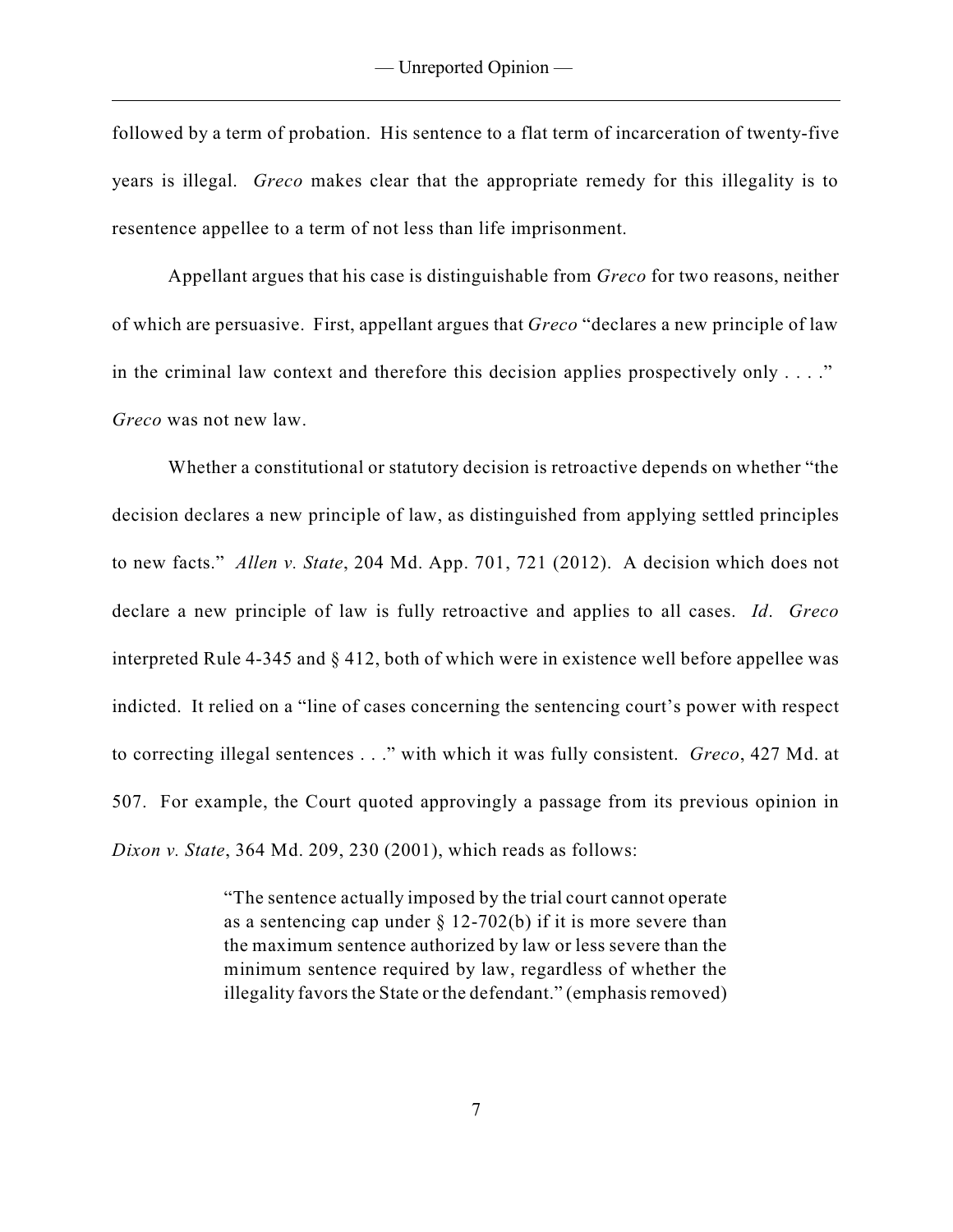followed by a term of probation. His sentence to a flat term of incarceration of twenty-five years is illegal. *Greco* makes clear that the appropriate remedy for this illegality is to resentence appellee to a term of not less than life imprisonment.

Appellant argues that his case is distinguishable from *Greco* for two reasons, neither of which are persuasive. First, appellant argues that *Greco* "declares a new principle of law in the criminal law context and therefore this decision applies prospectively only . . . ." *Greco* was not new law.

Whether a constitutional or statutory decision is retroactive depends on whether "the decision declares a new principle of law, as distinguished from applying settled principles to new facts." *Allen v. State*, 204 Md. App. 701, 721 (2012). A decision which does not declare a new principle of law is fully retroactive and applies to all cases. *Id*. *Greco* interpreted Rule 4-345 and § 412, both of which were in existence well before appellee was indicted. It relied on a "line of cases concerning the sentencing court's power with respect to correcting illegal sentences . . ." with which it was fully consistent. *Greco*, 427 Md. at 507. For example, the Court quoted approvingly a passage from its previous opinion in *Dixon v. State*, 364 Md. 209, 230 (2001), which reads as follows:

> "The sentence actually imposed by the trial court cannot operate as a sentencing cap under § 12-702(b) if it is more severe than the maximum sentence authorized by law or less severe than the minimum sentence required by law, regardless of whether the illegality favors the State or the defendant." (emphasis removed)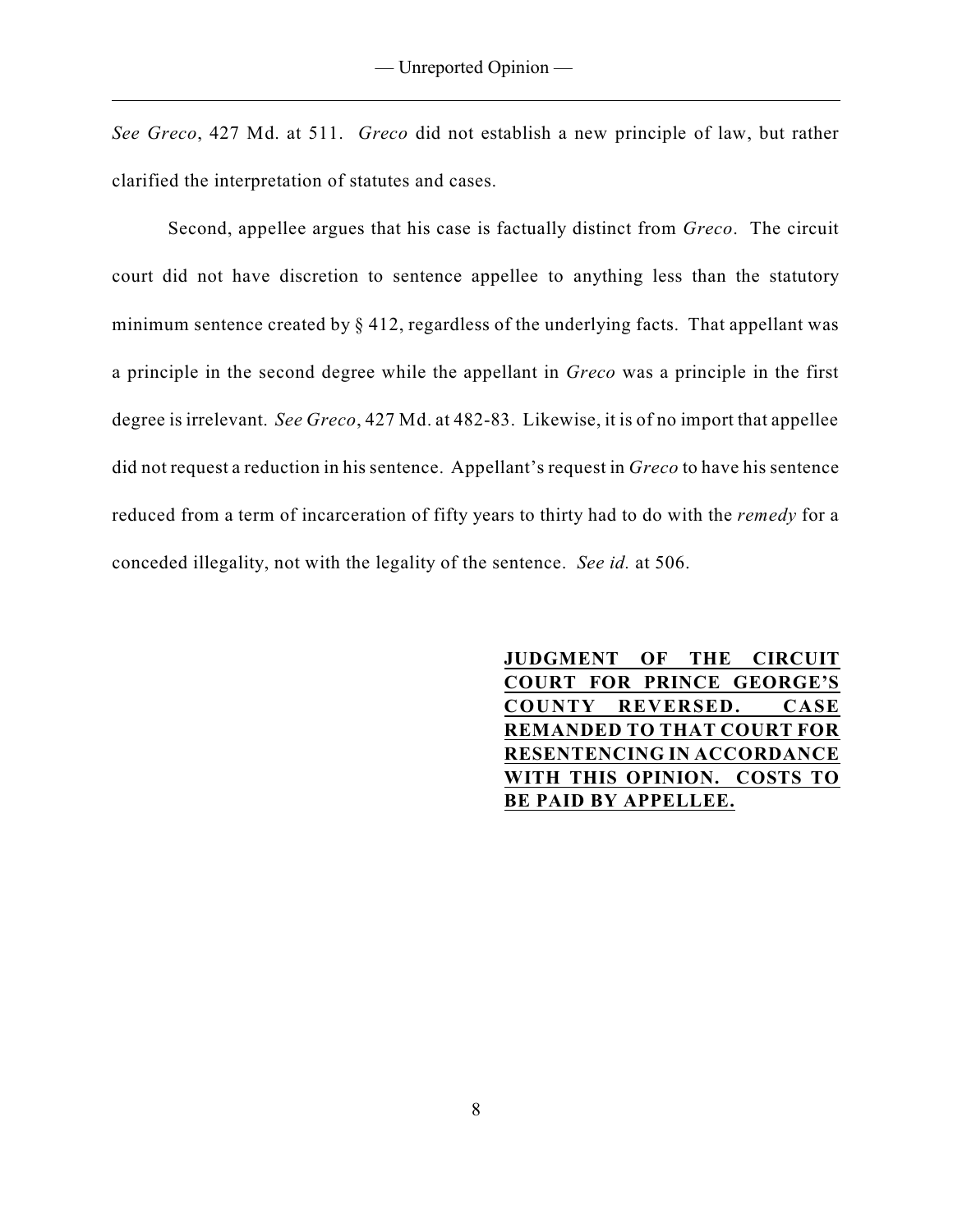*See Greco*, 427 Md. at 511. *Greco* did not establish a new principle of law, but rather clarified the interpretation of statutes and cases.

Second, appellee argues that his case is factually distinct from *Greco*. The circuit court did not have discretion to sentence appellee to anything less than the statutory minimum sentence created by § 412, regardless of the underlying facts. That appellant was a principle in the second degree while the appellant in *Greco* was a principle in the first degree is irrelevant. *See Greco*, 427 Md. at 482-83. Likewise, it is of no import that appellee did not request a reduction in his sentence. Appellant's request in *Greco* to have his sentence reduced from a term of incarceration of fifty years to thirty had to do with the *remedy* for a conceded illegality, not with the legality of the sentence. *See id.* at 506.

**JUDGMENT OF THE CIRCUIT COURT FOR PRINCE GEORGE'S COUNTY REVERSED. CASE REMANDED TO THAT COURT FOR RESENTENCING IN ACCORDANCE WITH THIS OPINION. COSTS TO BE PAID BY APPELLEE.**